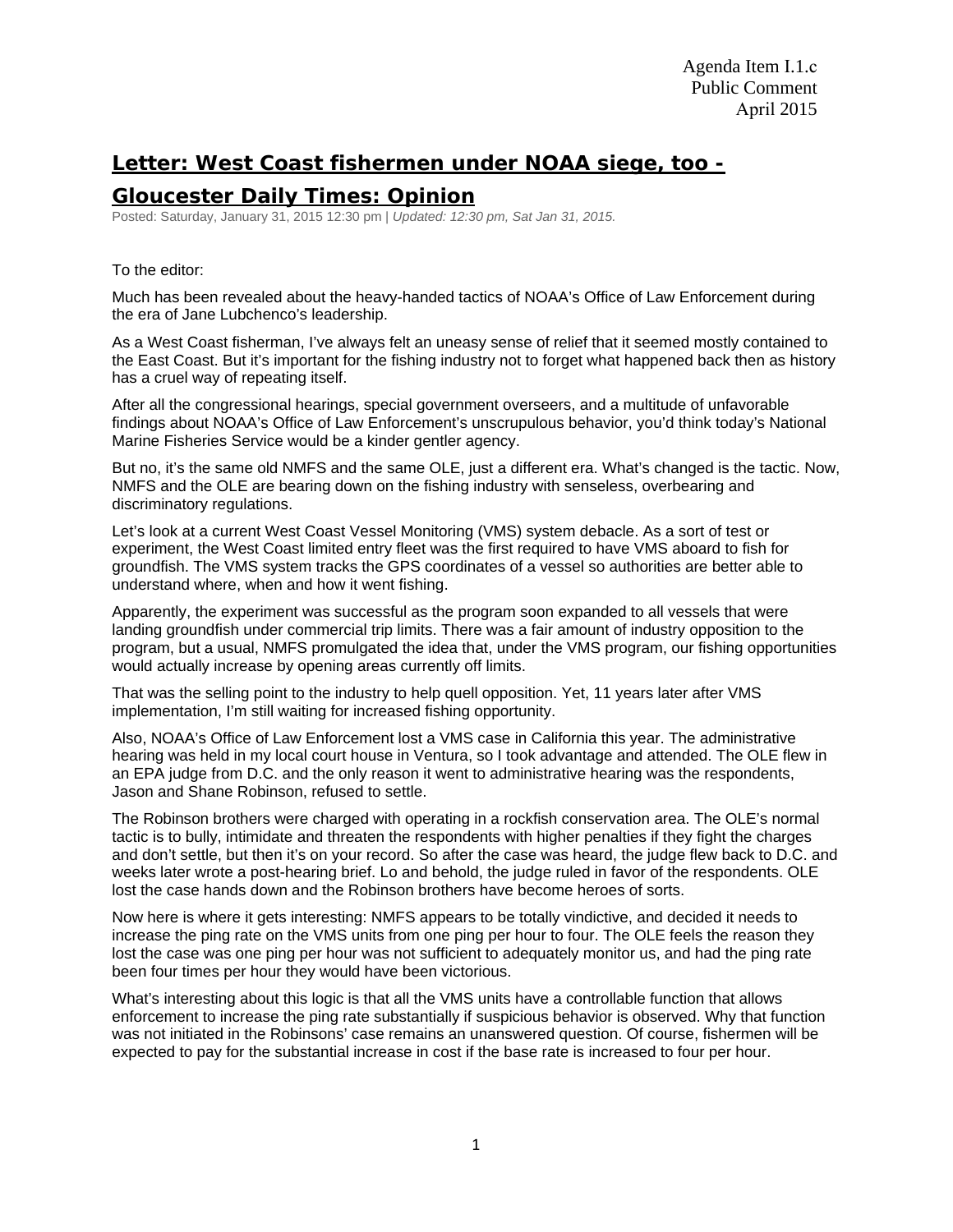Agenda Item I.1.c
Public Comment
April 2015

# Letter: West Coast fishermen under NOAA siege, too - Gloucester Daily Times: Opinion

Posted: Saturday, January 31, 2015 12:30 pm | *Updated: 12:30 pm, Sat Jan 31, 2015.*

To the editor:

Much has been revealed about the heavy-handed tactics of NOAA's Office of Law Enforcement during the era of Jane Lubchenco's leadership.

As a West Coast fisherman, I've always felt an uneasy sense of relief that it seemed mostly contained to the East Coast. But it's important for the fishing industry not to forget what happened back then as history has a cruel way of repeating itself.

After all the congressional hearings, special government overseers, and a multitude of unfavorable findings about NOAA's Office of Law Enforcement's unscrupulous behavior, you'd think today's National Marine Fisheries Service would be a kinder gentler agency.

But no, it's the same old NMFS and the same OLE, just a different era. What's changed is the tactic. Now, NMFS and the OLE are bearing down on the fishing industry with senseless, overbearing and discriminatory regulations.

Let's look at a current West Coast Vessel Monitoring (VMS) system debacle. As a sort of test or experiment, the West Coast limited entry fleet was the first required to have VMS aboard to fish for groundfish. The VMS system tracks the GPS coordinates of a vessel so authorities are better able to understand where, when and how it went fishing.

Apparently, the experiment was successful as the program soon expanded to all vessels that were landing groundfish under commercial trip limits. There was a fair amount of industry opposition to the program, but a usual, NMFS promulgated the idea that, under the VMS program, our fishing opportunities would actually increase by opening areas currently off limits.

That was the selling point to the industry to help quell opposition. Yet, 11 years later after VMS implementation, I'm still waiting for increased fishing opportunity.

Also, NOAA's Office of Law Enforcement lost a VMS case in California this year. The administrative hearing was held in my local court house in Ventura, so I took advantage and attended. The OLE flew in an EPA judge from D.C. and the only reason it went to administrative hearing was the respondents, Jason and Shane Robinson, refused to settle.

The Robinson brothers were charged with operating in a rockfish conservation area. The OLE's normal tactic is to bully, intimidate and threaten the respondents with higher penalties if they fight the charges and don't settle, but then it's on your record. So after the case was heard, the judge flew back to D.C. and weeks later wrote a post-hearing brief. Lo and behold, the judge ruled in favor of the respondents. OLE lost the case hands down and the Robinson brothers have become heroes of sorts.

Now here is where it gets interesting: NMFS appears to be totally vindictive, and decided it needs to increase the ping rate on the VMS units from one ping per hour to four. The OLE feels the reason they lost the case was one ping per hour was not sufficient to adequately monitor us, and had the ping rate been four times per hour they would have been victorious.

What's interesting about this logic is that all the VMS units have a controllable function that allows enforcement to increase the ping rate substantially if suspicious behavior is observed. Why that function was not initiated in the Robinsons' case remains an unanswered question. Of course, fishermen will be expected to pay for the substantial increase in cost if the base rate is increased to four per hour.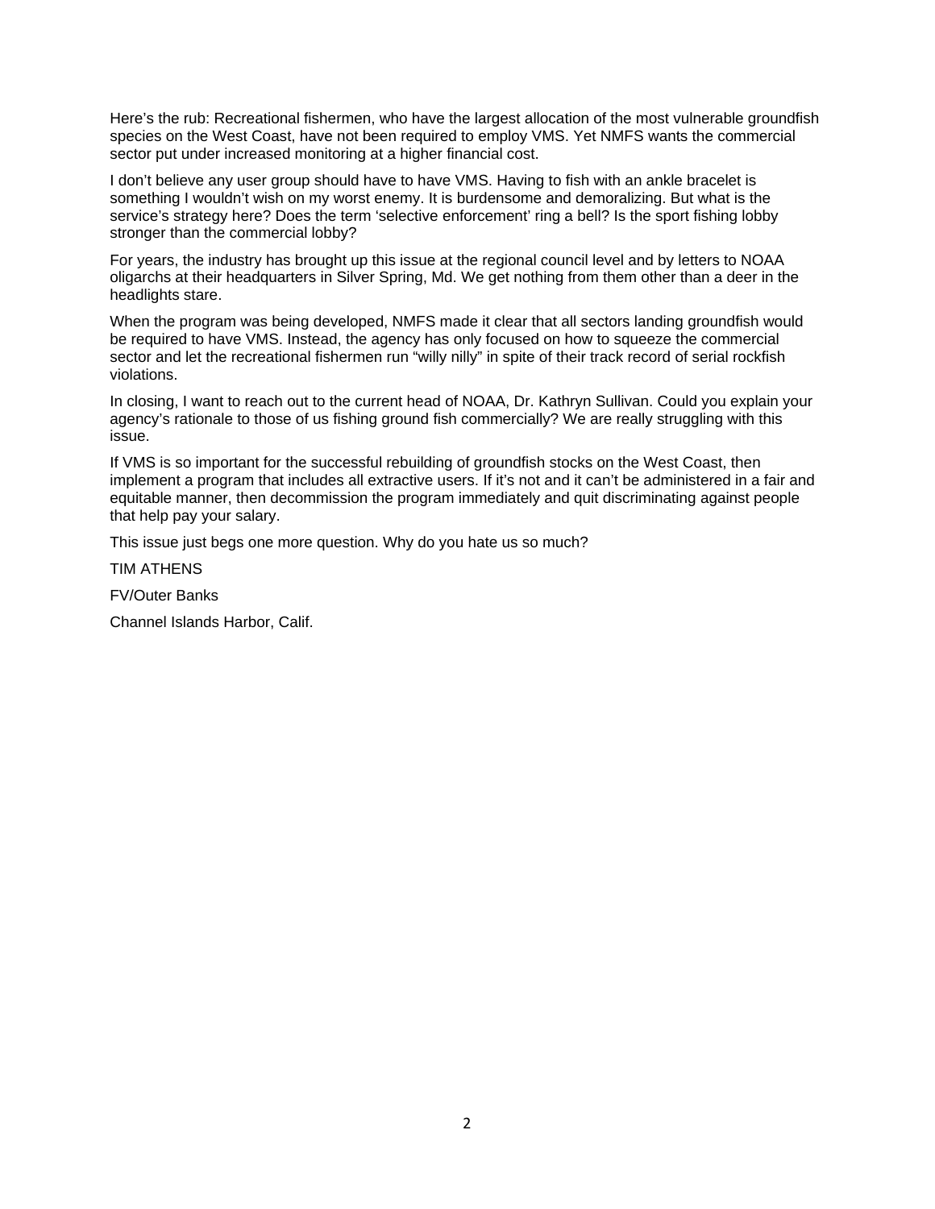Here's the rub: Recreational fishermen, who have the largest allocation of the most vulnerable groundfish species on the West Coast, have not been required to employ VMS. Yet NMFS wants the commercial sector put under increased monitoring at a higher financial cost.

I don't believe any user group should have to have VMS. Having to fish with an ankle bracelet is something I wouldn't wish on my worst enemy. It is burdensome and demoralizing. But what is the service's strategy here? Does the term 'selective enforcement' ring a bell? Is the sport fishing lobby stronger than the commercial lobby?

For years, the industry has brought up this issue at the regional council level and by letters to NOAA oligarchs at their headquarters in Silver Spring, Md. We get nothing from them other than a deer in the headlights stare.

When the program was being developed, NMFS made it clear that all sectors landing groundfish would be required to have VMS. Instead, the agency has only focused on how to squeeze the commercial sector and let the recreational fishermen run "willy nilly" in spite of their track record of serial rockfish violations.

In closing, I want to reach out to the current head of NOAA, Dr. Kathryn Sullivan. Could you explain your agency's rationale to those of us fishing ground fish commercially? We are really struggling with this issue.

If VMS is so important for the successful rebuilding of groundfish stocks on the West Coast, then implement a program that includes all extractive users. If it's not and it can't be administered in a fair and equitable manner, then decommission the program immediately and quit discriminating against people that help pay your salary.

This issue just begs one more question. Why do you hate us so much?

TIM ATHENS

FV/Outer Banks

Channel Islands Harbor, Calif.